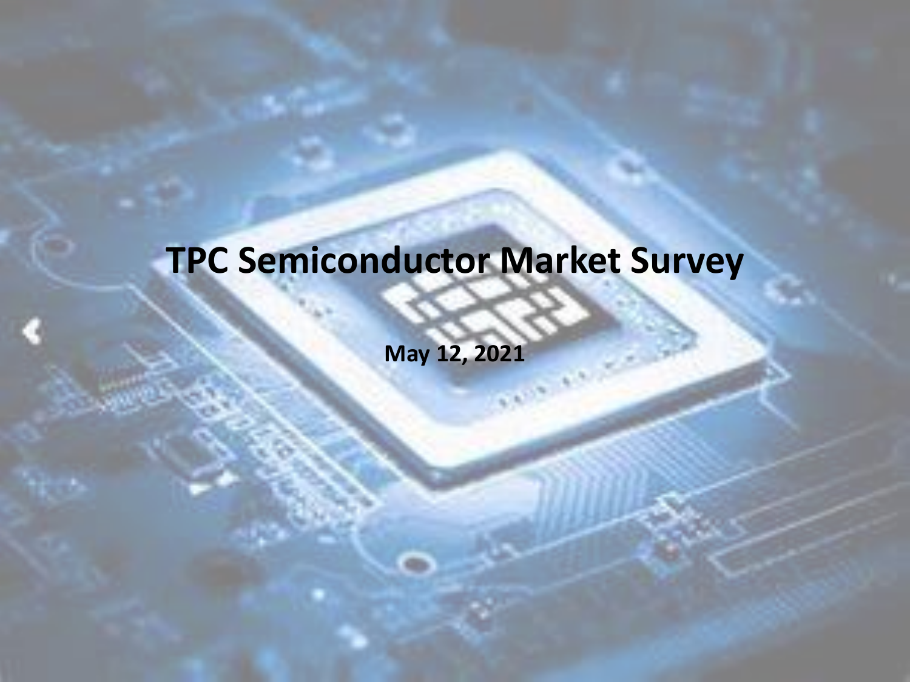# TPC Semiconductor Market Survey

**May 12, 2021**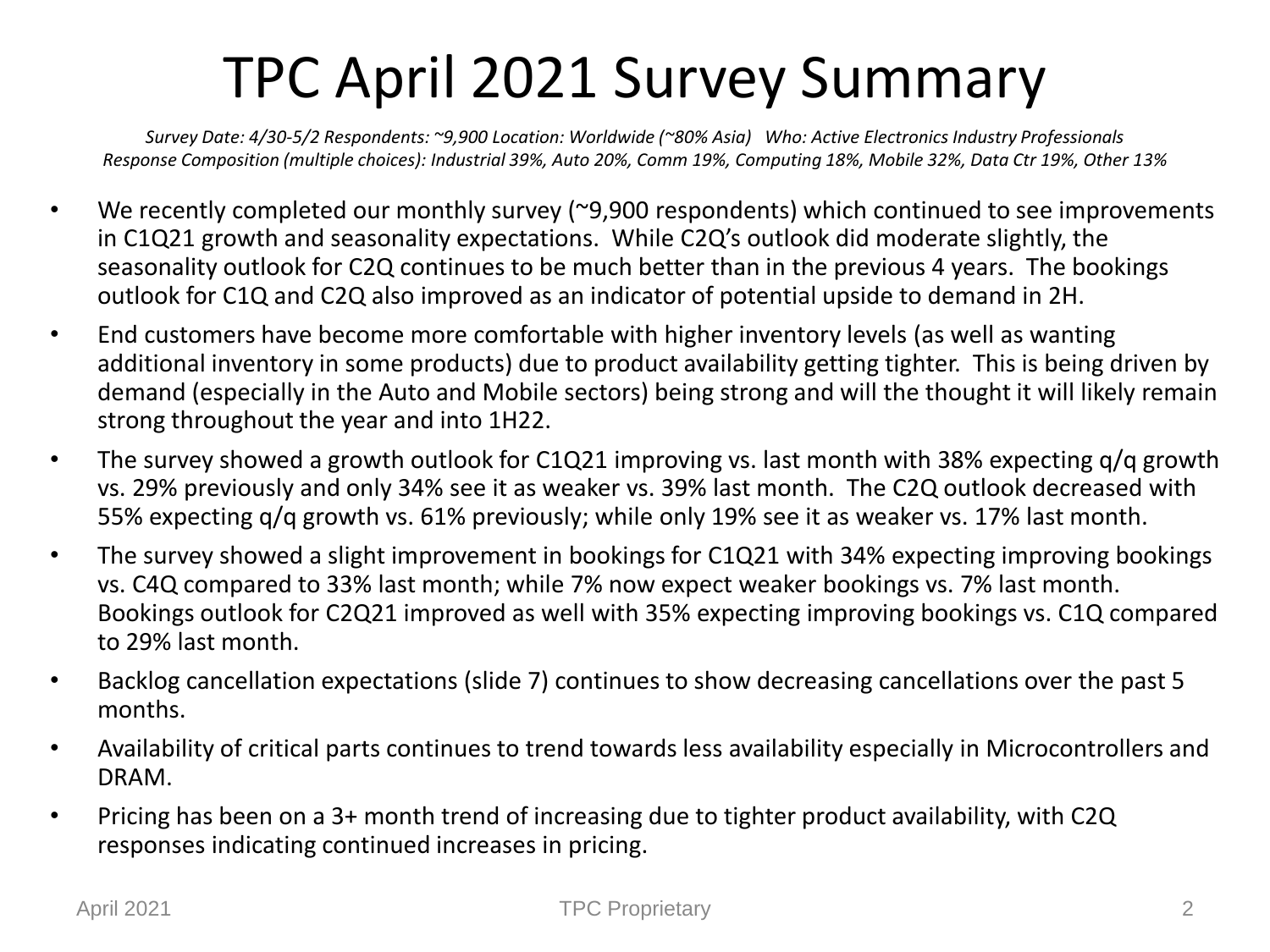# TPC April 2021 Survey Summary

*Survey Date: 4/30-5/2 Respondents: ~9,900 Location: Worldwide (~80% Asia) Who: Active Electronics Industry Professionals*
*Response Composition (multiple choices): Industrial 39%, Auto 20%, Comm 19%, Computing 18%, Mobile 32%, Data Ctr 19%, Other 13%*

- We recently completed our monthly survey (~9,900 respondents) which continued to see improvements in C1Q21 growth and seasonality expectations. While C2Q's outlook did moderate slightly, the seasonality outlook for C2Q continues to be much better than in the previous 4 years. The bookings outlook for C1Q and C2Q also improved as an indicator of potential upside to demand in 2H.
- End customers have become more comfortable with higher inventory levels (as well as wanting additional inventory in some products) due to product availability getting tighter. This is being driven by demand (especially in the Auto and Mobile sectors) being strong and will the thought it will likely remain strong throughout the year and into 1H22.
- The survey showed a growth outlook for C1Q21 improving vs. last month with 38% expecting q/q growth vs. 29% previously and only 34% see it as weaker vs. 39% last month. The C2Q outlook decreased with 55% expecting q/q growth vs. 61% previously; while only 19% see it as weaker vs. 17% last month.
- The survey showed a slight improvement in bookings for C1Q21 with 34% expecting improving bookings vs. C4Q compared to 33% last month; while 7% now expect weaker bookings vs. 7% last month. Bookings outlook for C2Q21 improved as well with 35% expecting improving bookings vs. C1Q compared to 29% last month.
- Backlog cancellation expectations (slide 7) continues to show decreasing cancellations over the past 5 months.
- Availability of critical parts continues to trend towards less availability especially in Microcontrollers and DRAM.
- Pricing has been on a 3+ month trend of increasing due to tighter product availability, with C2Q responses indicating continued increases in pricing.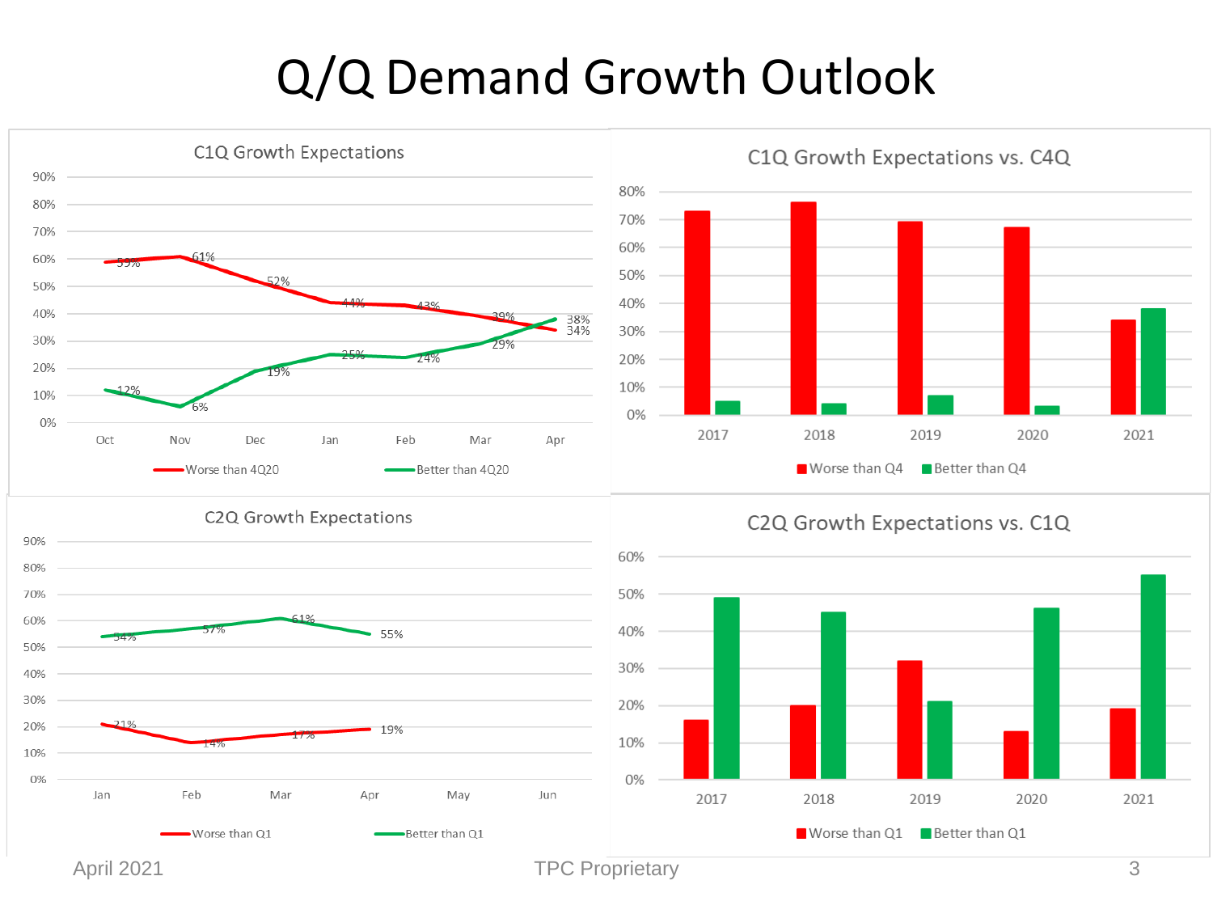# Q/Q Demand Growth Outlook

C1Q Growth Expectations

90%
80%
70%
60%
50%
40%
30%
20%
10%
0%

Oct Nov Dec Jan Feb Mar Apr

59% 61% 52% 44% 43% 39% 34%

12% 6% 19% 25% 24% 29% 38%

Worse than 4Q20
Better than 4Q20

C1Q Growth Expectations vs. C4Q

80%
70%
60%
50%
40%
30%
20%
10%
0%

2017 2018 2019 2020 2021

Worse than Q4
Better than Q4

C2Q Growth Expectations

90%
80%
70%
60%
50%
40%
30%
20%
10%
0%

Jan Feb Mar Apr May Jun

54% 57% 61% 55%

21% 14% 17% 19%

Worse than Q1
Better than Q1

C2Q Growth Expectations vs. C1Q

60%
50%
40%
30%
20%
10%
0%

2017 2018 2019 2020 2021

Worse than Q1
Better than Q1

April 2021

TPC Proprietary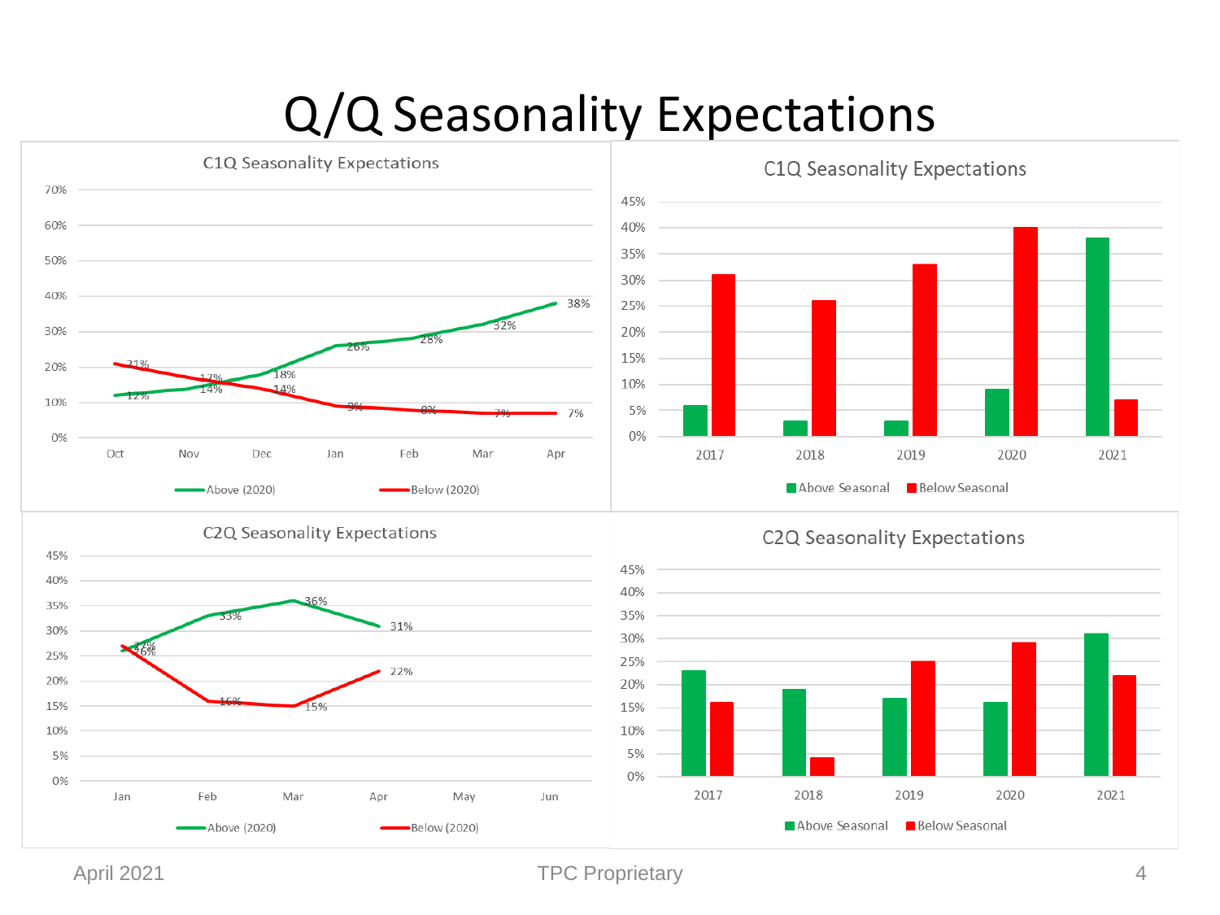# Q/Q Seasonality Expectations

C1Q Seasonality Expectations

70%
60%
50%
40%
30%
20%
10%
0%

Oct Nov Dec Jan Feb Mar Apr

38%
32%
28%
26%
21%
18%
17%
14%
14%
12%
9%
8%
7%
7%

Above (2020) Below (2020)

C1Q Seasonality Expectations

45%
40%
35%
30%
25%
20%
15%
10%
5%
0%

2017 2018 2019 2020 2021

Above Seasonal Below Seasonal

C2Q Seasonality Expectations

45%
40%
35%
30%
25%
20%
15%
10%
5%
0%

Jan Feb Mar Apr May Jun

36%
33%
31%
27%
26%
22%
16%
15%

Above (2020) Below (2020)

C2Q Seasonality Expectations

45%
40%
35%
30%
25%
20%
15%
10%
5%
0%

2017 2018 2019 2020 2021

Above Seasonal Below Seasonal

April 2021

TPC Proprietary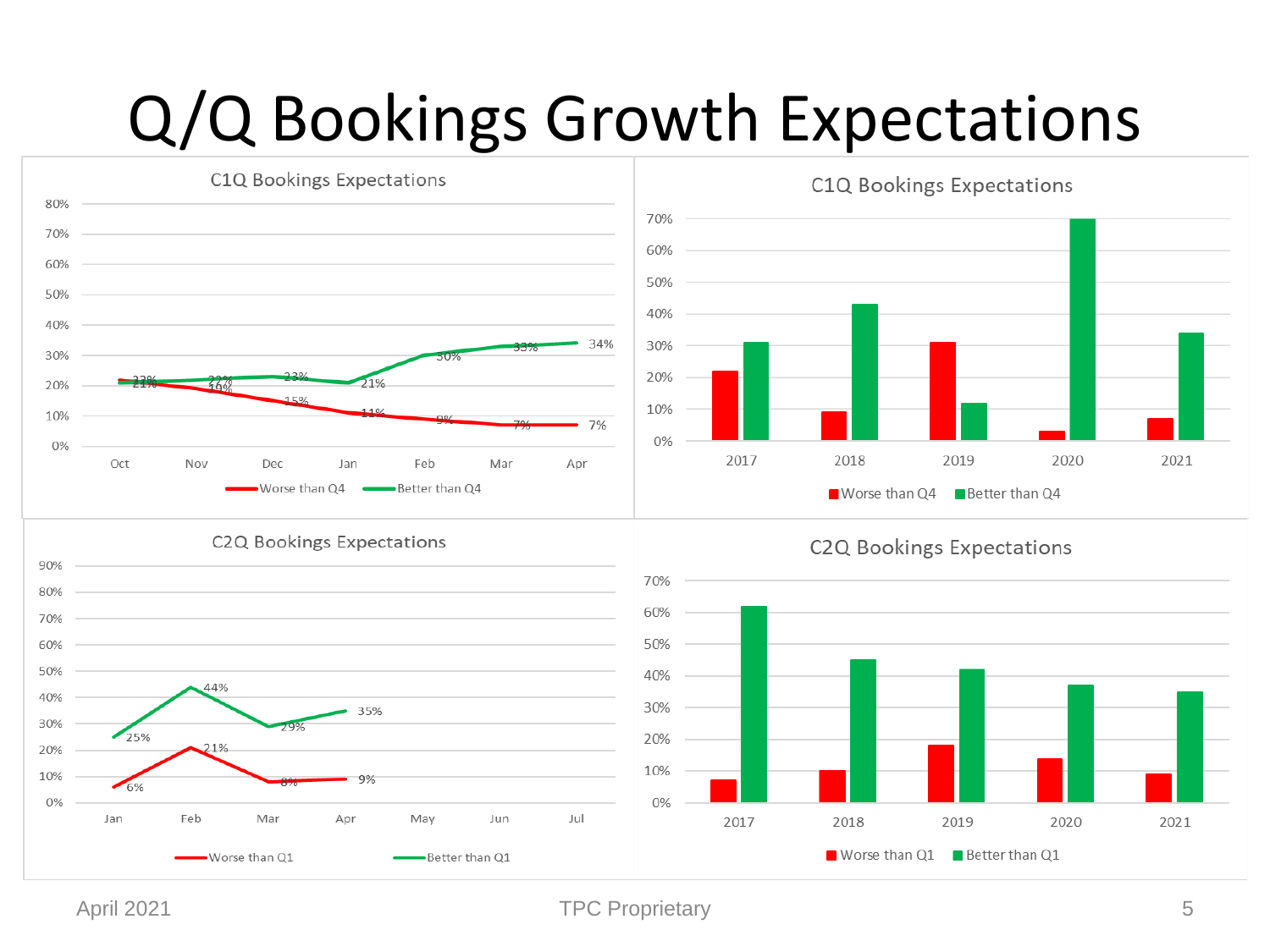# Q/Q Bookings Growth Expectations

C1Q Bookings Expectations

80%
70%
60%
50%
40%
30%
20%
10%
0%

Oct Nov Dec Jan Feb Mar Apr

22% 21% 22% 19% 23% 15% 21% 11% 30% 9% 33% 7% 34% 7%

Worse than Q4 Better than Q4

C1Q Bookings Expectations

70%
60%
50%
40%
30%
20%
10%
0%

2017 2018 2019 2020 2021

Worse than Q4 Better than Q4

C2Q Bookings Expectations

90%
80%
70%
60%
50%
40%
30%
20%
10%
0%

Jan Feb Mar Apr May Jun Jul

25% 6% 44% 21% 29% 8% 35% 9%

Worse than Q1 Better than Q1

C2Q Bookings Expectations

70%
60%
50%
40%
30%
20%
10%
0%

2017 2018 2019 2020 2021

Worse than Q1 Better than Q1

April 2021 TPC Proprietary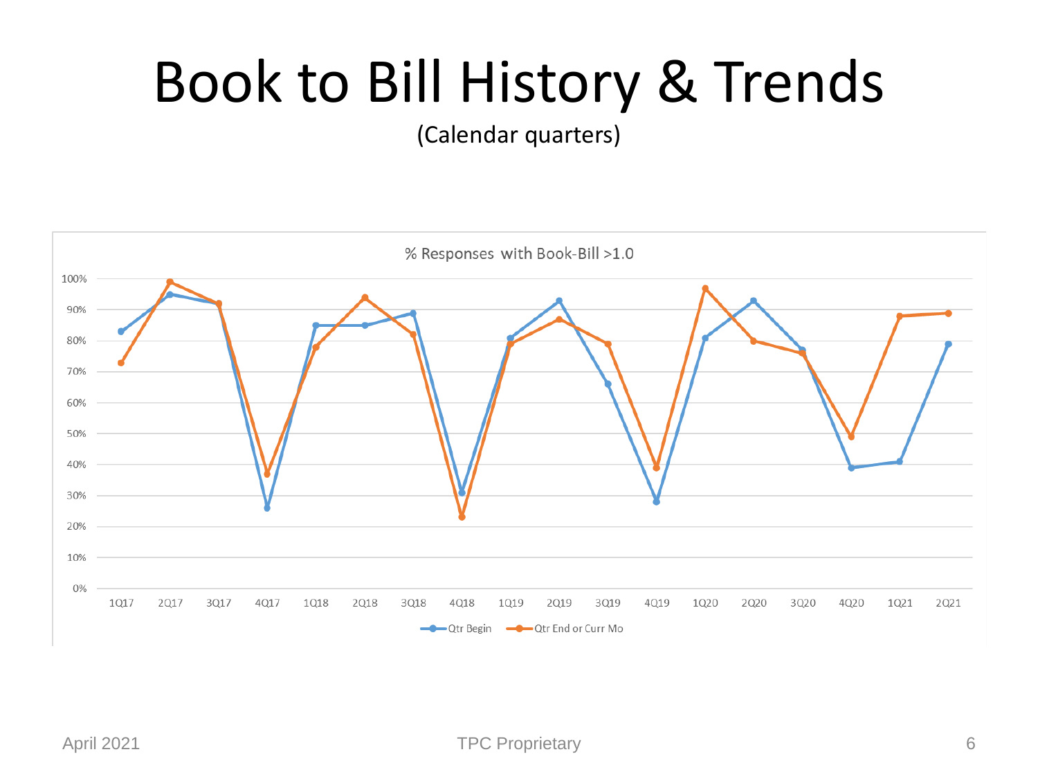# Book to Bill History & Trends

(Calendar quarters)

% Responses with Book-Bill >1.0

100%
90%
80%
70%
60%
50%
40%
30%
20%
10%
0%

1Q17 2Q17 3Q17 4Q17 1Q18 2Q18 3Q18 4Q18 1Q19 2Q19 3Q19 4Q19 1Q20 2Q20 3Q20 4Q20 1Q21 2Q21

Qtr Begin
Qtr End or Curr Mo

April 2021

TPC Proprietary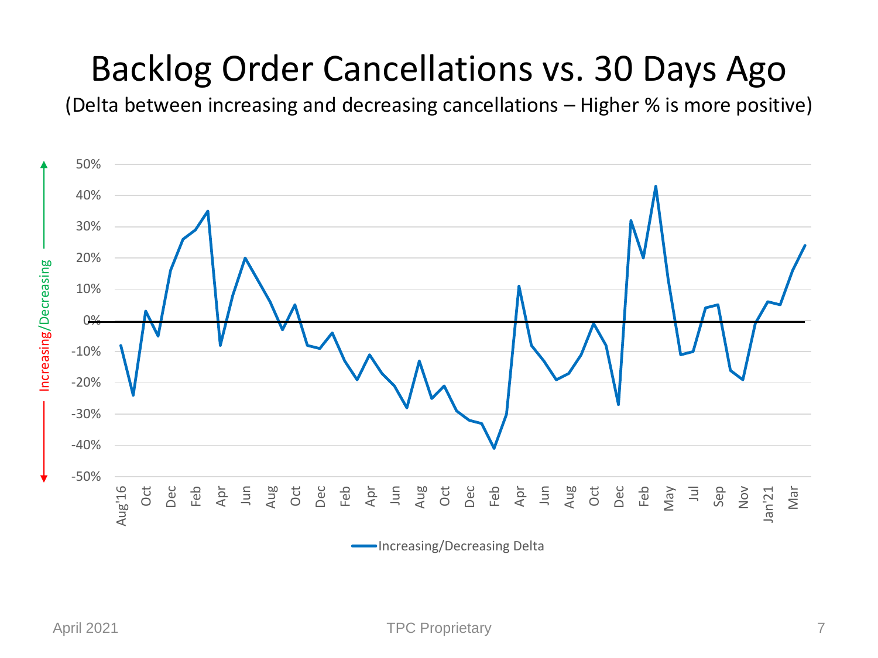# Backlog Order Cancellations vs. 30 Days Ago

(Delta between increasing and decreasing cancellations – Higher % is more positive)

Increasing/Decreasing

50%
40%
30%
20%
10%
0%
-10%
-20%
-30%
-40%
-50%

Aug'16 Oct Dec Feb Apr Jun Aug Oct Dec Feb Apr Jun Aug Oct Dec Feb Apr Jun Aug Oct Dec Feb May Jul Sep Nov Jan'21 Mar

Increasing/Decreasing Delta

April 2021 TPC Proprietary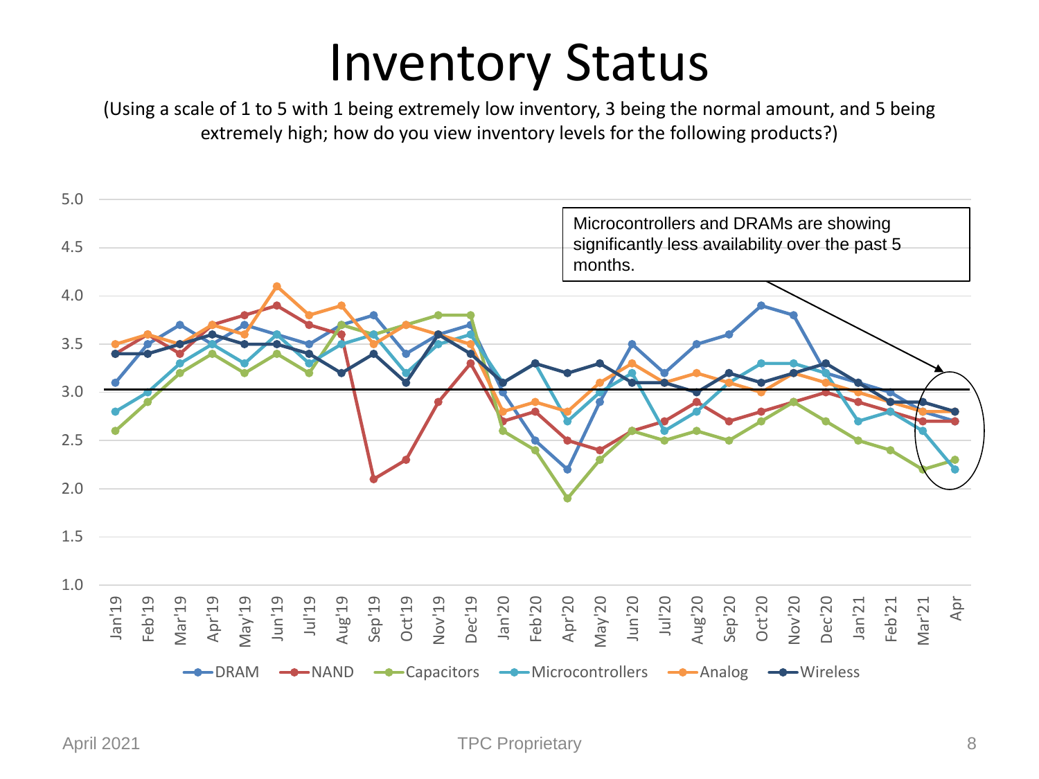# Inventory Status

(Using a scale of 1 to 5 with 1 being extremely low inventory, 3 being the normal amount, and 5 being extremely high; how do you view inventory levels for the following products?)

5.0
4.5
4.0
3.5
3.0
2.5
2.0
1.5
1.0

Jan'19 Feb'19 Mar'19 Apr'19 May'19 Jun'19 Jul'19 Aug'19 Sep'19 Oct'19 Nov'19 Dec'19 Jan'20 Feb'20 Apr'20 May'20 Jun'20 Jul'20 Aug'20 Sep'20 Oct'20 Nov'20 Dec'20 Jan'21 Feb'21 Mar'21 Apr

DRAM NAND Capacitors Microcontrollers Analog Wireless

Microcontrollers and DRAMs are showing significantly less availability over the past 5 months.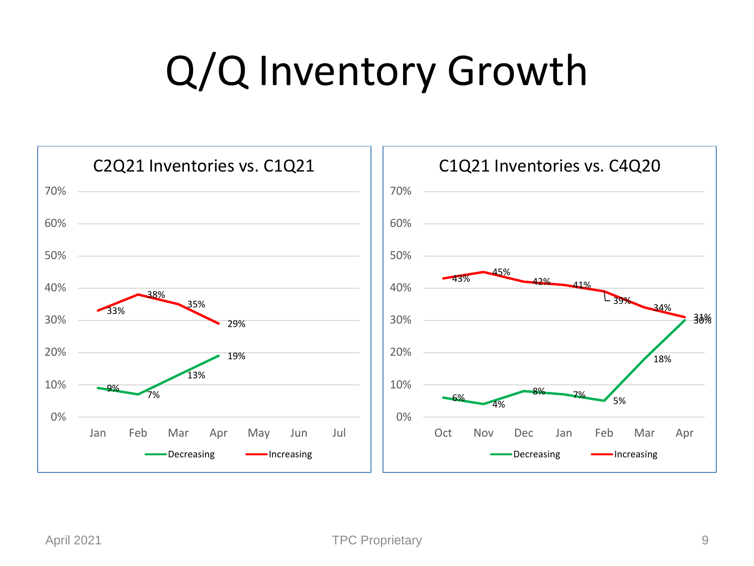# Q/Q Inventory Growth

C2Q21 Inventories vs. C1Q21

70%
60%
50%
40%
30%
20%
10%
0%

Jan Feb Mar Apr May Jun Jul

33% 38% 35% 29%

9% 7% 13% 19%

Decreasing Increasing

C1Q21 Inventories vs. C4Q20

70%
60%
50%
40%
30%
20%
10%
0%

Oct Nov Dec Jan Feb Mar Apr

43% 45% 42% 41% 39% 34% 31%

6% 4% 8% 7% 5% 18% 30%

Decreasing Increasing

April 2021

TPC Proprietary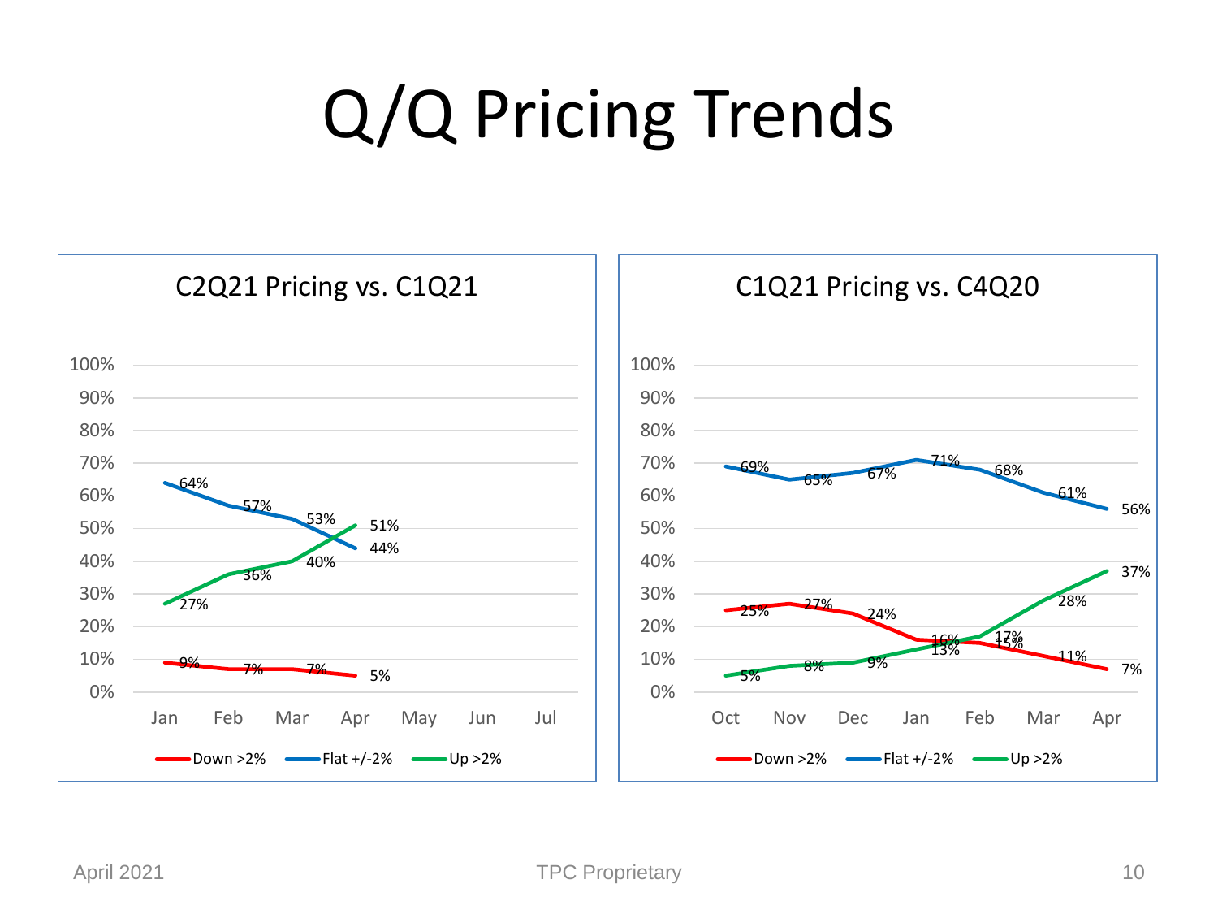# Q/Q Pricing Trends

C2Q21 Pricing vs. C1Q21

100%
90%
80%
70%
60%
50%
40%
30%
20%
10%
0%

Jan Feb Mar Apr May Jun Jul

64% 57% 53% 44%
27% 36% 40% 51%
9% 7% 7% 5%

Down >2% Flat +/-2% Up >2%

C1Q21 Pricing vs. C4Q20

100%
90%
80%
70%
60%
50%
40%
30%
20%
10%
0%

Oct Nov Dec Jan Feb Mar Apr

69% 65% 67% 71% 68% 61% 56%
25% 27% 24% 16% 15% 11% 7%
5% 8% 9% 13% 17% 28% 37%

Down >2% Flat +/-2% Up >2%

April 2021

TPC Proprietary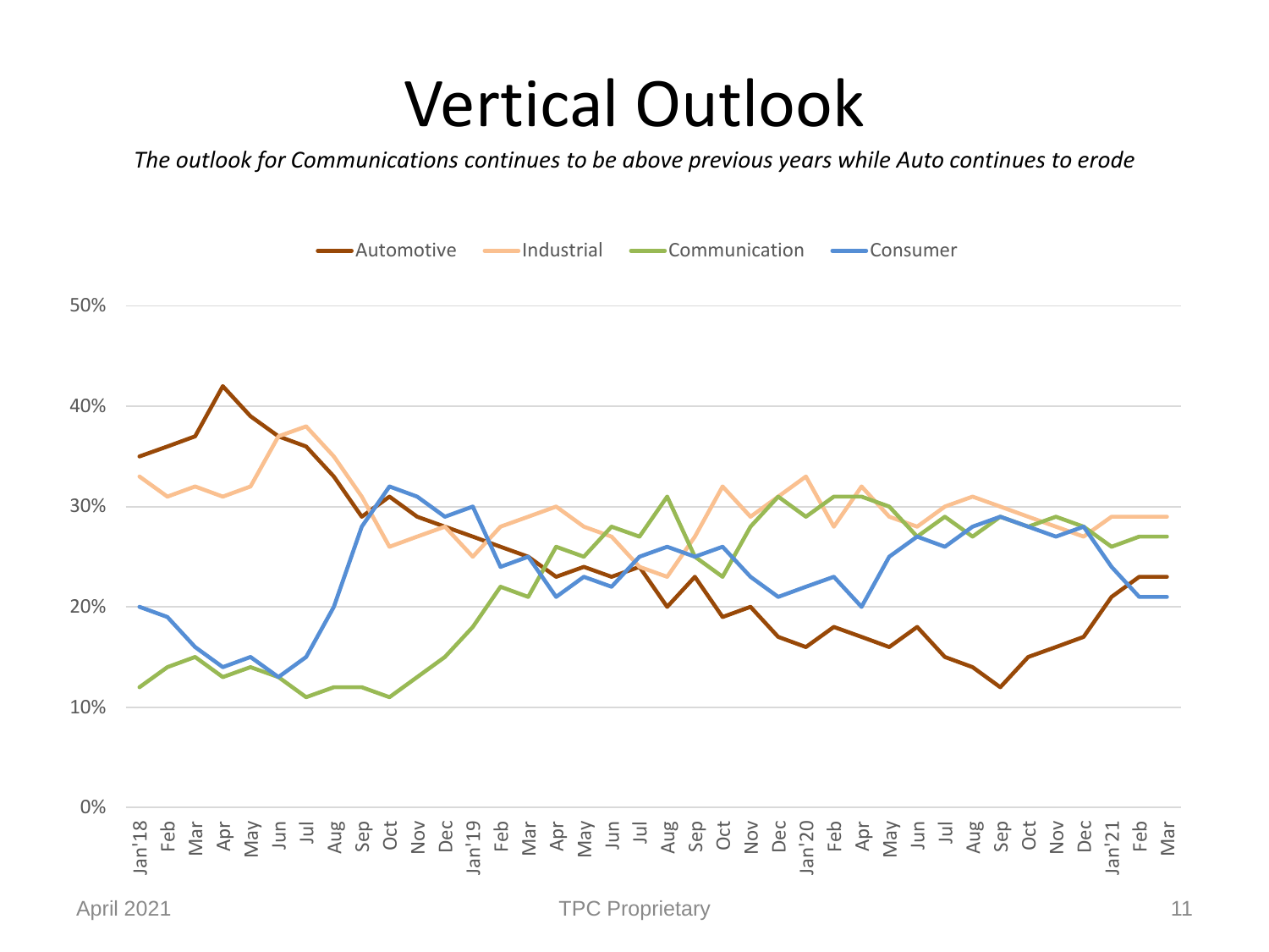# Vertical Outlook

*The outlook for Communications continues to be above previous years while Auto continues to erode*

Automotive
Industrial
Communication
Consumer

50%
40%
30%
20%
10%
0%

Jan'18
Feb
Mar
Apr
May
Jun
Jul
Aug
Sep
Oct
Nov
Dec
Jan'19
Feb
Mar
Apr
May
Jun
Jul
Aug
Sep
Oct
Nov
Dec
Jan'20
Feb
Apr
May
Jun
Jul
Aug
Sep
Oct
Nov
Dec
Jan'21
Feb
Mar

April 2021

TPC Proprietary